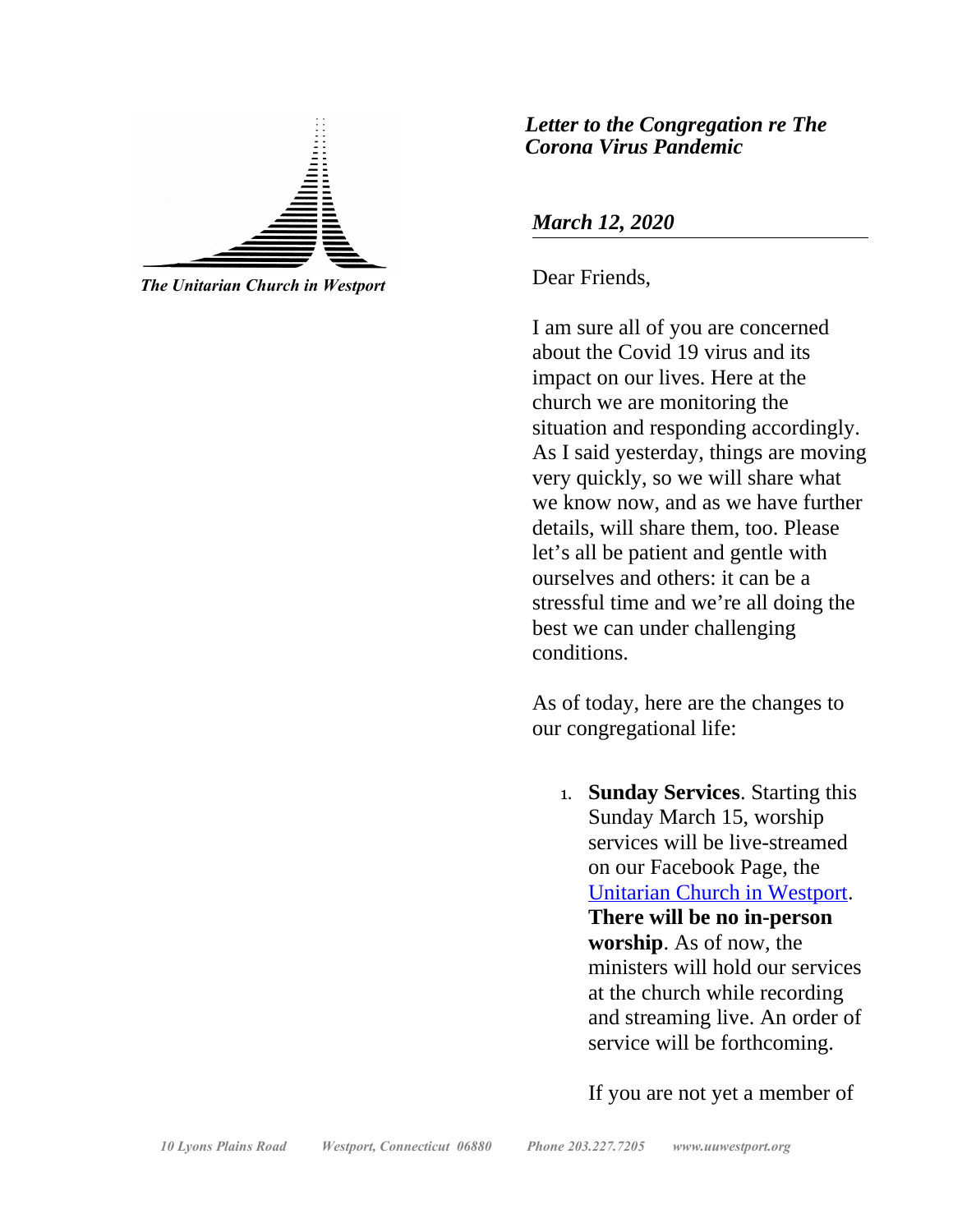*The Unitarian Church in Westport*

***Letter to the Congregation re The Corona Virus Pandemic***

***March 12, 2020***

Dear Friends,

I am sure all of you are concerned about the Covid 19 virus and its impact on our lives. Here at the church we are monitoring the situation and responding accordingly. As I said yesterday, things are moving very quickly, so we will share what we know now, and as we have further details, will share them, too. Please let's all be patient and gentle with ourselves and others: it can be a stressful time and we're all doing the best we can under challenging conditions.

As of today, here are the changes to our congregational life:

1. **Sunday Services**. Starting this Sunday March 15, worship services will be live-streamed on our Facebook Page, the Unitarian Church in Westport. **There will be no in-person worship**. As of now, the ministers will hold our services at the church while recording and streaming live. An order of service will be forthcoming.

   If you are not yet a member of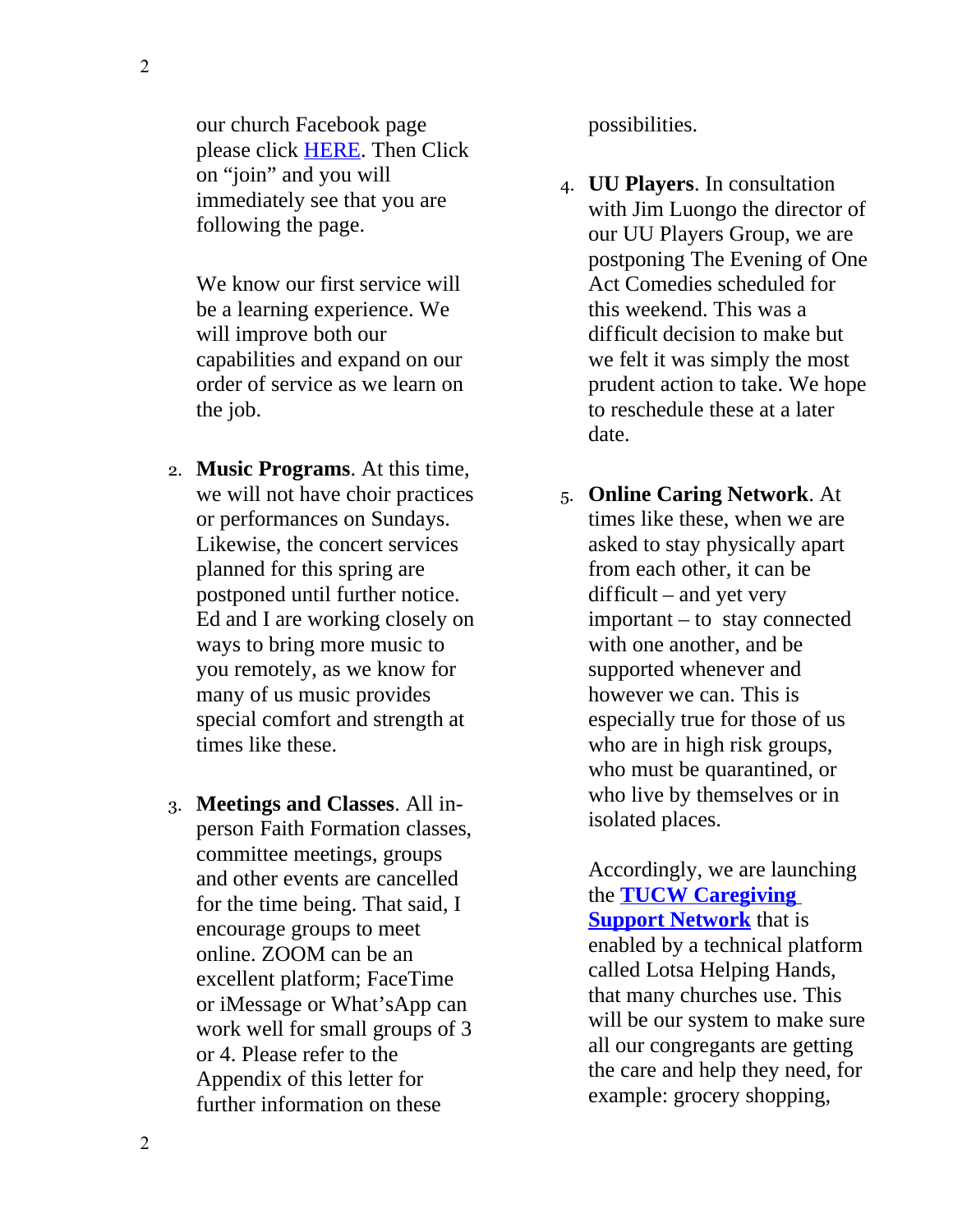our church Facebook page please click HERE. Then Click on “join” and you will immediately see that you are following the page.

We know our first service will be a learning experience. We will improve both our capabilities and expand on our order of service as we learn on the job.

2. **Music Programs**. At this time, we will not have choir practices or performances on Sundays. Likewise, the concert services planned for this spring are postponed until further notice. Ed and I are working closely on ways to bring more music to you remotely, as we know for many of us music provides special comfort and strength at times like these.

3. **Meetings and Classes**. All in-person Faith Formation classes, committee meetings, groups and other events are cancelled for the time being. That said, I encourage groups to meet online. ZOOM can be an excellent platform; FaceTime or iMessage or What’sApp can work well for small groups of 3 or 4. Please refer to the Appendix of this letter for further information on these possibilities.

4. **UU Players**. In consultation with Jim Luongo the director of our UU Players Group, we are postponing The Evening of One Act Comedies scheduled for this weekend. This was a difficult decision to make but we felt it was simply the most prudent action to take. We hope to reschedule these at a later date.

5. **Online Caring Network**. At times like these, when we are asked to stay physically apart from each other, it can be difficult – and yet very important – to stay connected with one another, and be supported whenever and however we can. This is especially true for those of us who are in high risk groups, who must be quarantined, or who live by themselves or in isolated places.

   Accordingly, we are launching the **TUCW Caregiving Support Network** that is enabled by a technical platform called Lotsa Helping Hands, that many churches use. This will be our system to make sure all our congregants are getting the care and help they need, for example: grocery shopping,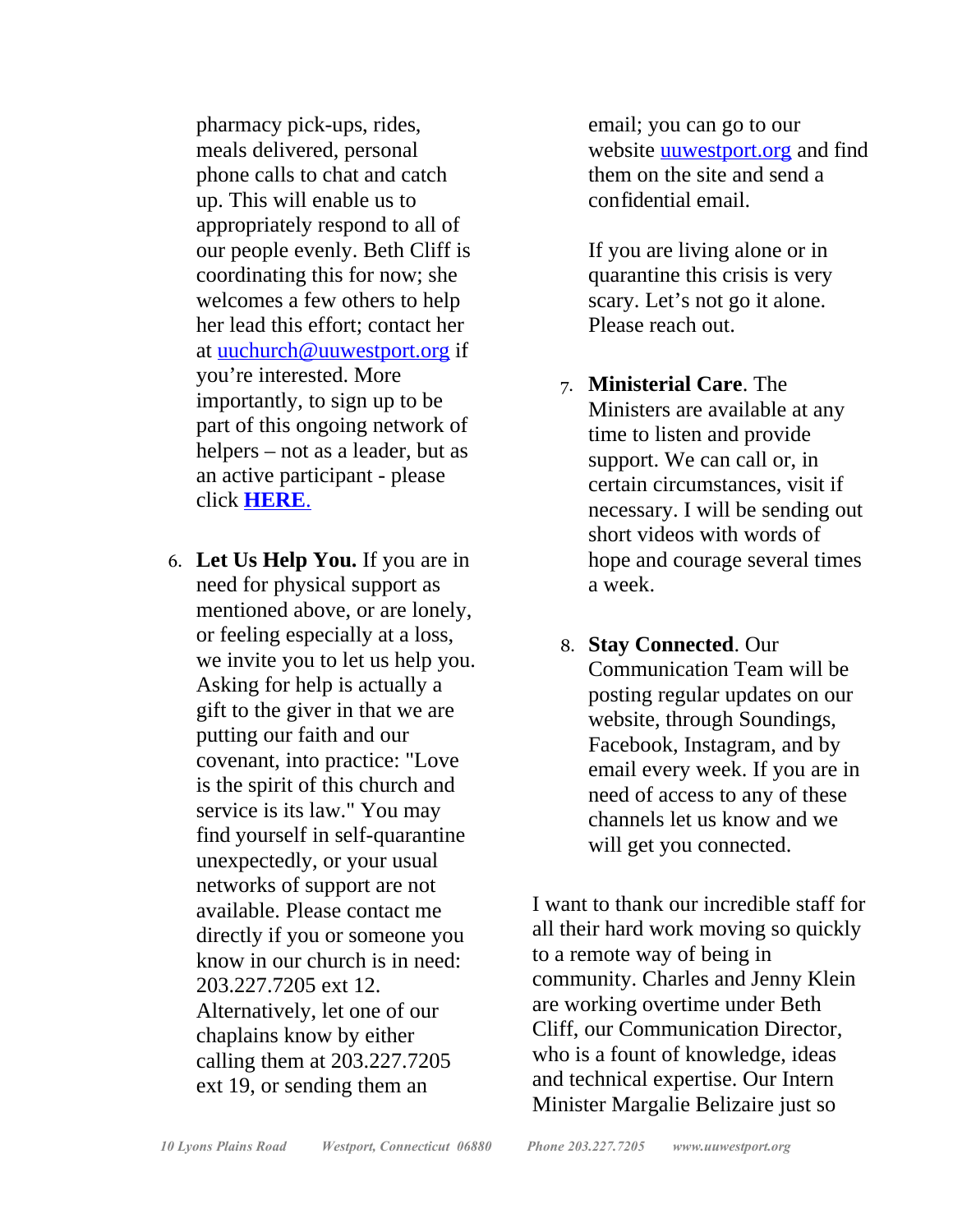pharmacy pick-ups, rides, meals delivered, personal phone calls to chat and catch up. This will enable us to appropriately respond to all of our people evenly. Beth Cliff is coordinating this for now; she welcomes a few others to help her lead this effort; contact her at [uuchurch@uuwestport.org](mailto:uuchurch@uuwestport.org) if you're interested. More importantly, to sign up to be part of this ongoing network of helpers – not as a leader, but as an active participant - please click **HERE**.

6. **Let Us Help You.** If you are in need for physical support as mentioned above, or are lonely, or feeling especially at a loss, we invite you to let us help you. Asking for help is actually a gift to the giver in that we are putting our faith and our covenant, into practice: "Love is the spirit of this church and service is its law." You may find yourself in self-quarantine unexpectedly, or your usual networks of support are not available. Please contact me directly if you or someone you know in our church is in need: 203.227.7205 ext 12. Alternatively, let one of our chaplains know by either calling them at 203.227.7205 ext 19, or sending them an email; you can go to our website [uuwestport.org](http://uuwestport.org) and find them on the site and send a confidential email.

   If you are living alone or in quarantine this crisis is very scary. Let's not go it alone. Please reach out.

7. **Ministerial Care**. The Ministers are available at any time to listen and provide support. We can call or, in certain circumstances, visit if necessary. I will be sending out short videos with words of hope and courage several times a week.

8. **Stay Connected**. Our Communication Team will be posting regular updates on our website, through Soundings, Facebook, Instagram, and by email every week. If you are in need of access to any of these channels let us know and we will get you connected.

I want to thank our incredible staff for all their hard work moving so quickly to a remote way of being in community. Charles and Jenny Klein are working overtime under Beth Cliff, our Communication Director, who is a fount of knowledge, ideas and technical expertise. Our Intern Minister Margalie Belizaire just so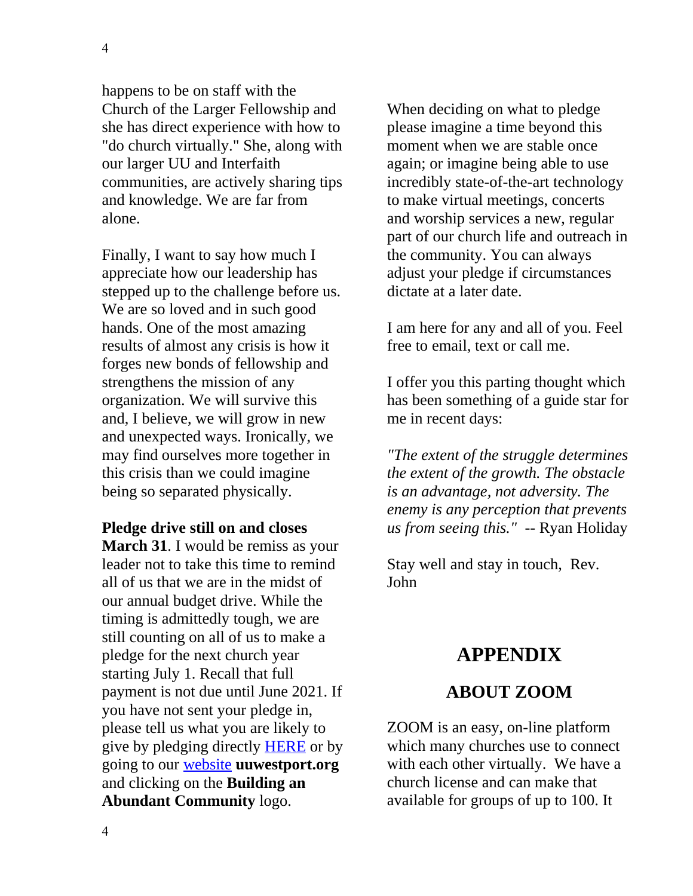happens to be on staff with the Church of the Larger Fellowship and she has direct experience with how to "do church virtually." She, along with our larger UU and Interfaith communities, are actively sharing tips and knowledge. We are far from alone.

Finally, I want to say how much I appreciate how our leadership has stepped up to the challenge before us. We are so loved and in such good hands. One of the most amazing results of almost any crisis is how it forges new bonds of fellowship and strengthens the mission of any organization. We will survive this and, I believe, we will grow in new and unexpected ways. Ironically, we may find ourselves more together in this crisis than we could imagine being so separated physically.

**Pledge drive still on and closes March 31**. I would be remiss as your leader not to take this time to remind all of us that we are in the midst of our annual budget drive. While the timing is admittedly tough, we are still counting on all of us to make a pledge for the next church year starting July 1. Recall that full payment is not due until June 2021. If you have not sent your pledge in, please tell us what you are likely to give by pledging directly HERE or by going to our website **uuwestport.org** and clicking on the **Building an Abundant Community** logo.

When deciding on what to pledge please imagine a time beyond this moment when we are stable once again; or imagine being able to use incredibly state-of-the-art technology to make virtual meetings, concerts and worship services a new, regular part of our church life and outreach in the community. You can always adjust your pledge if circumstances dictate at a later date.

I am here for any and all of you. Feel free to email, text or call me.

I offer you this parting thought which has been something of a guide star for me in recent days:

*"The extent of the struggle determines the extent of the growth. The obstacle is an advantage, not adversity. The enemy is any perception that prevents us from seeing this."* -- Ryan Holiday

Stay well and stay in touch, Rev. John

# APPENDIX

## ABOUT ZOOM

ZOOM is an easy, on-line platform which many churches use to connect with each other virtually. We have a church license and can make that available for groups of up to 100. It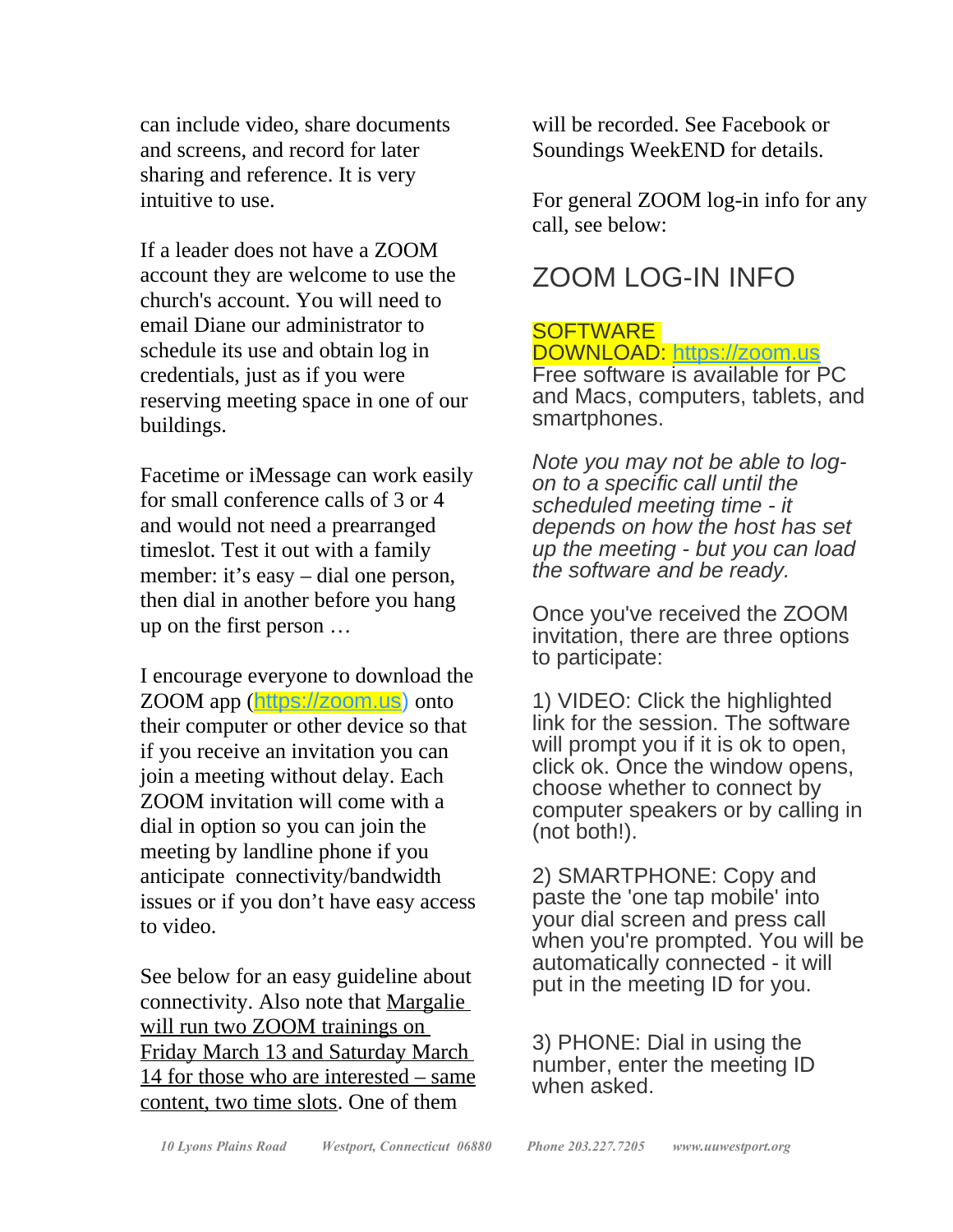can include video, share documents and screens, and record for later sharing and reference. It is very intuitive to use.

If a leader does not have a ZOOM account they are welcome to use the church's account. You will need to email Diane our administrator to schedule its use and obtain log in credentials, just as if you were reserving meeting space in one of our buildings.

Facetime or iMessage can work easily for small conference calls of 3 or 4 and would not need a prearranged timeslot. Test it out with a family member: it's easy – dial one person, then dial in another before you hang up on the first person …

I encourage everyone to download the ZOOM app (https://zoom.us) onto their computer or other device so that if you receive an invitation you can join a meeting without delay. Each ZOOM invitation will come with a dial in option so you can join the meeting by landline phone if you anticipate connectivity/bandwidth issues or if you don't have easy access to video.

See below for an easy guideline about connectivity. Also note that <u>Margalie will run two ZOOM trainings on Friday March 13 and Saturday March 14 for those who are interested – same content, two time slots</u>. One of them will be recorded. See Facebook or Soundings WeekEND for details.

For general ZOOM log-in info for any call, see below:

## ZOOM LOG-IN INFO

SOFTWARE DOWNLOAD: https://zoom.us
Free software is available for PC and Macs, computers, tablets, and smartphones.

*Note you may not be able to log-on to a specific call until the scheduled meeting time - it depends on how the host has set up the meeting - but you can load the software and be ready.*

Once you've received the ZOOM invitation, there are three options to participate:

1) VIDEO: Click the highlighted link for the session. The software will prompt you if it is ok to open, click ok. Once the window opens, choose whether to connect by computer speakers or by calling in (not both!).

2) SMARTPHONE: Copy and paste the 'one tap mobile' into your dial screen and press call when you're prompted. You will be automatically connected - it will put in the meeting ID for you.

3) PHONE: Dial in using the number, enter the meeting ID when asked.